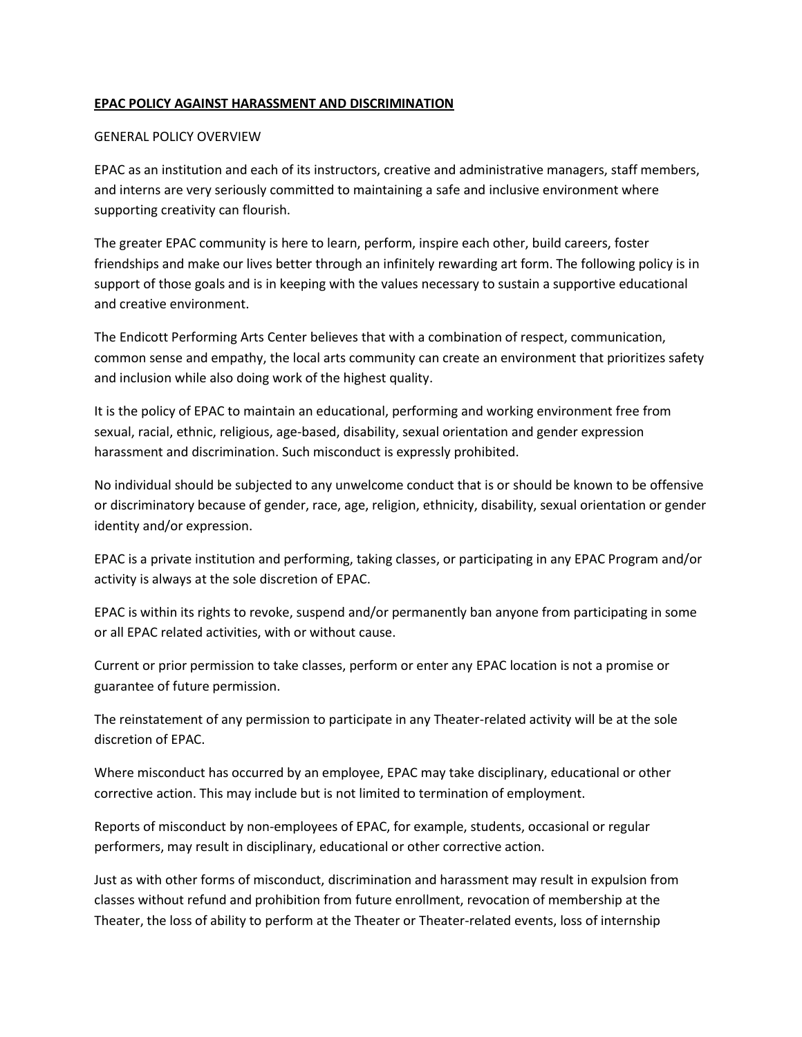# **EPAC POLICY AGAINST HARASSMENT AND DISCRIMINATION**

GENERAL POLICY OVERVIEW

EPAC as an institution and each of its instructors, creative and administrative managers, staff members, and interns are very seriously committed to maintaining a safe and inclusive environment where supporting creativity can flourish.

The greater EPAC community is here to learn, perform, inspire each other, build careers, foster friendships and make our lives better through an infinitely rewarding art form. The following policy is in support of those goals and is in keeping with the values necessary to sustain a supportive educational and creative environment.

The Endicott Performing Arts Center believes that with a combination of respect, communication, common sense and empathy, the local arts community can create an environment that prioritizes safety and inclusion while also doing work of the highest quality.

It is the policy of EPAC to maintain an educational, performing and working environment free from sexual, racial, ethnic, religious, age-based, disability, sexual orientation and gender expression harassment and discrimination. Such misconduct is expressly prohibited.

No individual should be subjected to any unwelcome conduct that is or should be known to be offensive or discriminatory because of gender, race, age, religion, ethnicity, disability, sexual orientation or gender identity and/or expression.

EPAC is a private institution and performing, taking classes, or participating in any EPAC Program and/or activity is always at the sole discretion of EPAC.

EPAC is within its rights to revoke, suspend and/or permanently ban anyone from participating in some or all EPAC related activities, with or without cause.

Current or prior permission to take classes, perform or enter any EPAC location is not a promise or guarantee of future permission.

The reinstatement of any permission to participate in any Theater-related activity will be at the sole discretion of EPAC.

Where misconduct has occurred by an employee, EPAC may take disciplinary, educational or other corrective action. This may include but is not limited to termination of employment.

Reports of misconduct by non-employees of EPAC, for example, students, occasional or regular performers, may result in disciplinary, educational or other corrective action.

Just as with other forms of misconduct, discrimination and harassment may result in expulsion from classes without refund and prohibition from future enrollment, revocation of membership at the Theater, the loss of ability to perform at the Theater or Theater-related events, loss of internship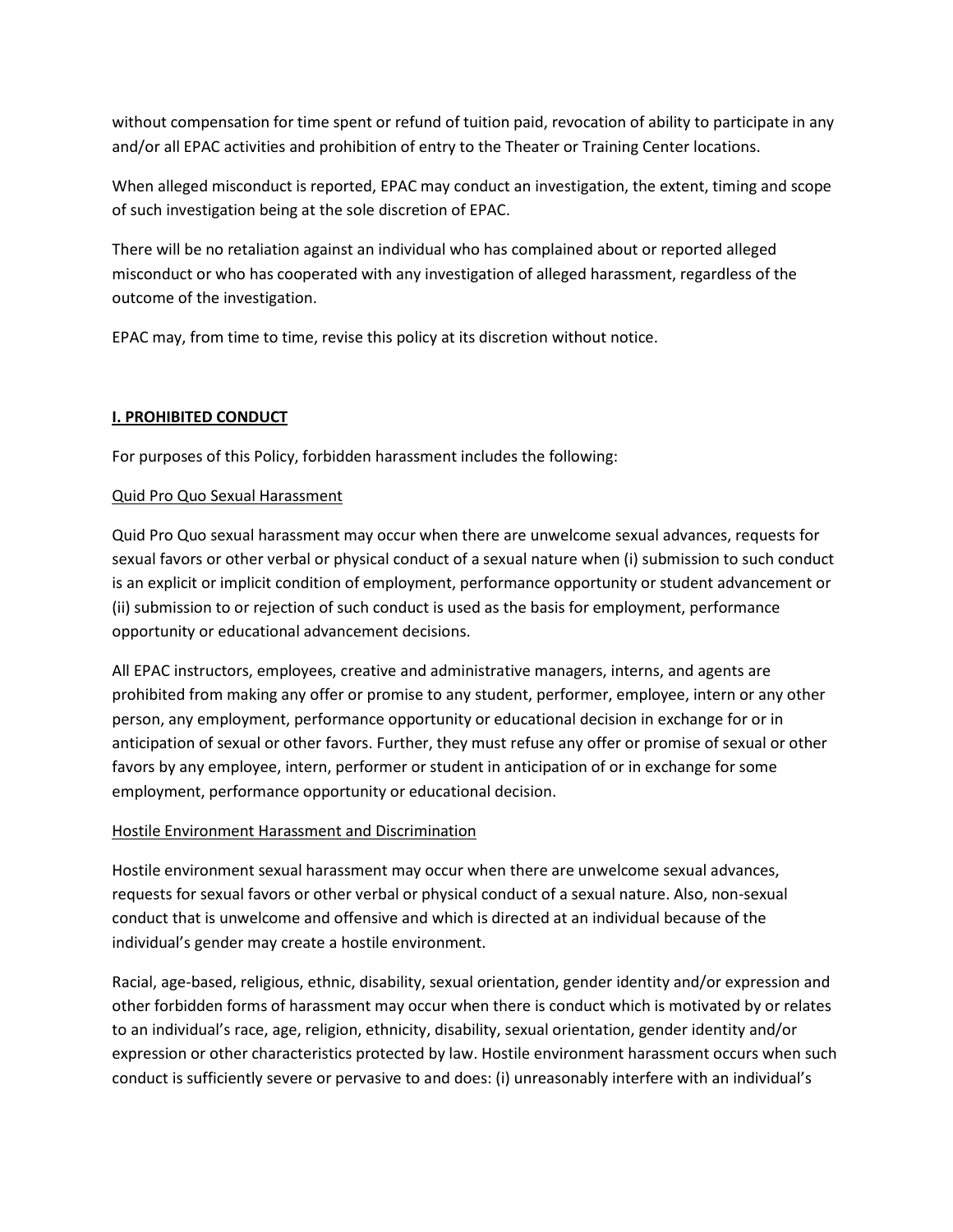without compensation for time spent or refund of tuition paid, revocation of ability to participate in any and/or all EPAC activities and prohibition of entry to the Theater or Training Center locations.

When alleged misconduct is reported, EPAC may conduct an investigation, the extent, timing and scope of such investigation being at the sole discretion of EPAC.

There will be no retaliation against an individual who has complained about or reported alleged misconduct or who has cooperated with any investigation of alleged harassment, regardless of the outcome of the investigation.

EPAC may, from time to time, revise this policy at its discretion without notice.

## I. PROHIBITED CONDUCT

For purposes of this Policy, forbidden harassment includes the following:

### Quid Pro Quo Sexual Harassment

Quid Pro Quo sexual harassment may occur when there are unwelcome sexual advances, requests for sexual favors or other verbal or physical conduct of a sexual nature when (i) submission to such conduct is an explicit or implicit condition of employment, performance opportunity or student advancement or (ii) submission to or rejection of such conduct is used as the basis for employment, performance opportunity or educational advancement decisions.

All EPAC instructors, employees, creative and administrative managers, interns, and agents are prohibited from making any offer or promise to any student, performer, employee, intern or any other person, any employment, performance opportunity or educational decision in exchange for or in anticipation of sexual or other favors. Further, they must refuse any offer or promise of sexual or other favors by any employee, intern, performer or student in anticipation of or in exchange for some employment, performance opportunity or educational decision.

### Hostile Environment Harassment and Discrimination

Hostile environment sexual harassment may occur when there are unwelcome sexual advances, requests for sexual favors or other verbal or physical conduct of a sexual nature. Also, non-sexual conduct that is unwelcome and offensive and which is directed at an individual because of the individual's gender may create a hostile environment.

Racial, age-based, religious, ethnic, disability, sexual orientation, gender identity and/or expression and other forbidden forms of harassment may occur when there is conduct which is motivated by or relates to an individual's race, age, religion, ethnicity, disability, sexual orientation, gender identity and/or expression or other characteristics protected by law. Hostile environment harassment occurs when such conduct is sufficiently severe or pervasive to and does: (i) unreasonably interfere with an individual's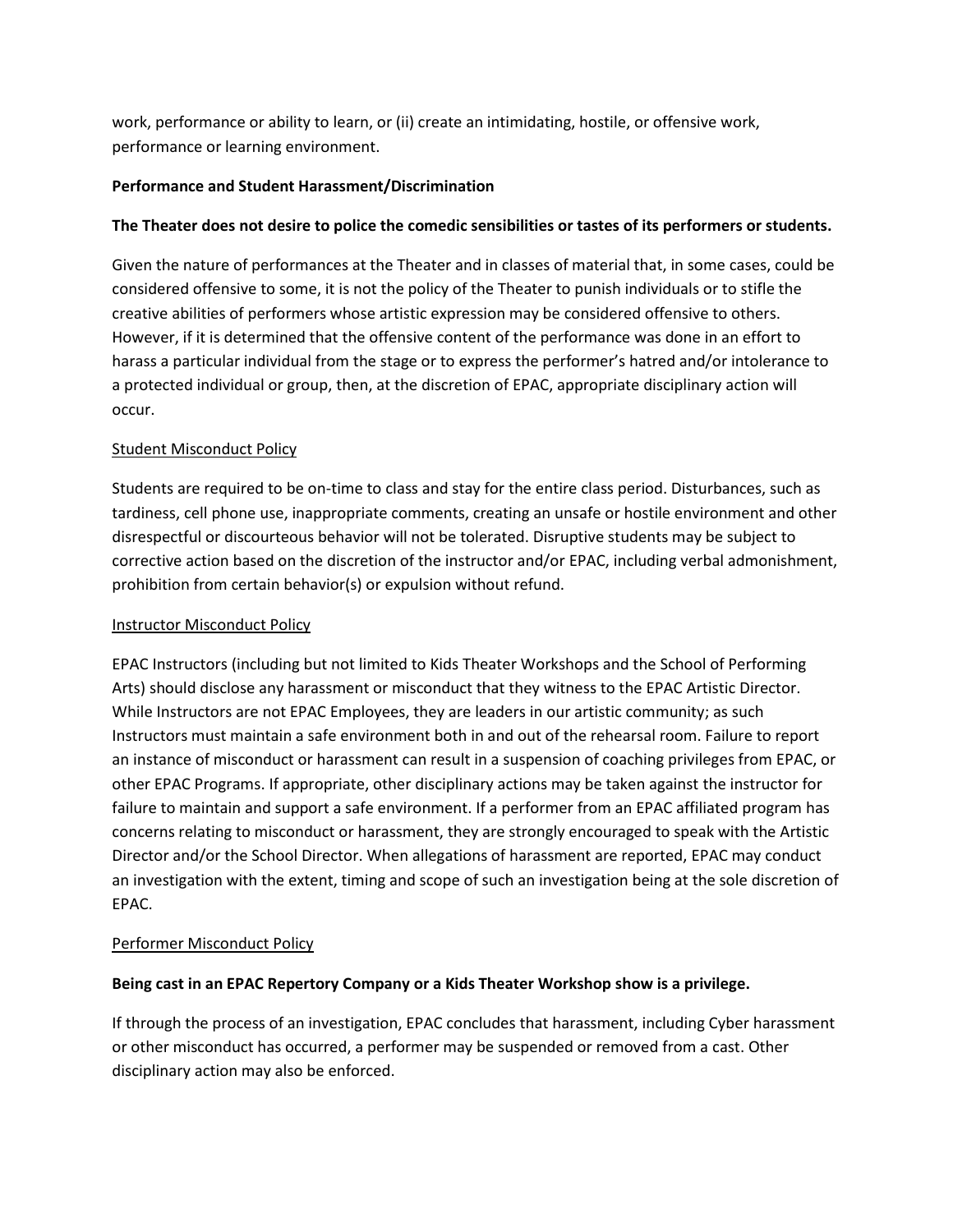work, performance or ability to learn, or (ii) create an intimidating, hostile, or offensive work, performance or learning environment.

**Performance and Student Harassment/Discrimination**

**The Theater does not desire to police the comedic sensibilities or tastes of its performers or students.**

Given the nature of performances at the Theater and in classes of material that, in some cases, could be considered offensive to some, it is not the policy of the Theater to punish individuals or to stifle the creative abilities of performers whose artistic expression may be considered offensive to others. However, if it is determined that the offensive content of the performance was done in an effort to harass a particular individual from the stage or to express the performer's hatred and/or intolerance to a protected individual or group, then, at the discretion of EPAC, appropriate disciplinary action will occur.

<u>Student Misconduct Policy</u>

Students are required to be on-time to class and stay for the entire class period. Disturbances, such as tardiness, cell phone use, inappropriate comments, creating an unsafe or hostile environment and other disrespectful or discourteous behavior will not be tolerated. Disruptive students may be subject to corrective action based on the discretion of the instructor and/or EPAC, including verbal admonishment, prohibition from certain behavior(s) or expulsion without refund.

<u>Instructor Misconduct Policy</u>

EPAC Instructors (including but not limited to Kids Theater Workshops and the School of Performing Arts) should disclose any harassment or misconduct that they witness to the EPAC Artistic Director. While Instructors are not EPAC Employees, they are leaders in our artistic community; as such Instructors must maintain a safe environment both in and out of the rehearsal room. Failure to report an instance of misconduct or harassment can result in a suspension of coaching privileges from EPAC, or other EPAC Programs. If appropriate, other disciplinary actions may be taken against the instructor for failure to maintain and support a safe environment. If a performer from an EPAC affiliated program has concerns relating to misconduct or harassment, they are strongly encouraged to speak with the Artistic Director and/or the School Director. When allegations of harassment are reported, EPAC may conduct an investigation with the extent, timing and scope of such an investigation being at the sole discretion of EPAC.

<u>Performer Misconduct Policy</u>

**Being cast in an EPAC Repertory Company or a Kids Theater Workshop show is a privilege.**

If through the process of an investigation, EPAC concludes that harassment, including Cyber harassment or other misconduct has occurred, a performer may be suspended or removed from a cast. Other disciplinary action may also be enforced.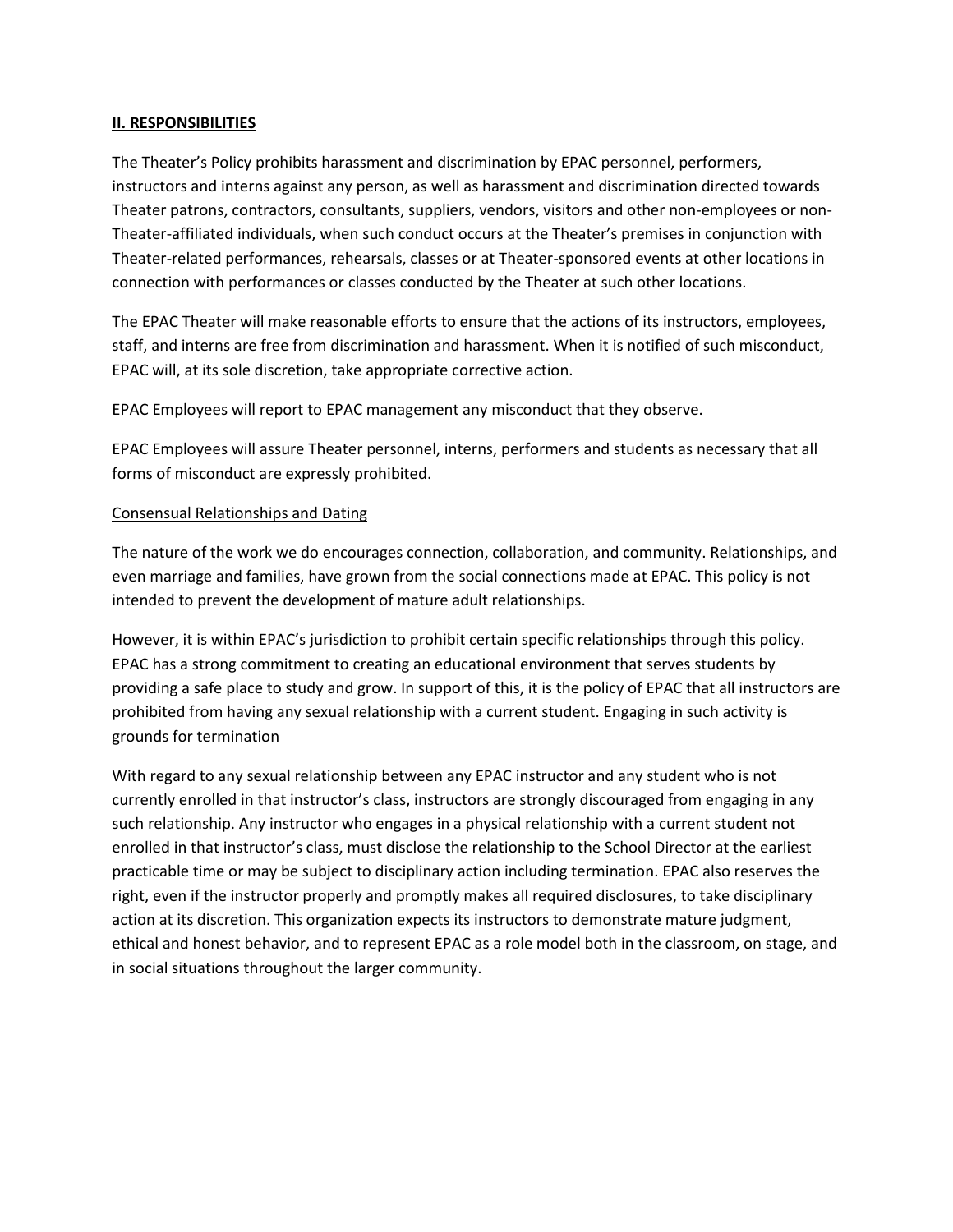## II. RESPONSIBILITIES

The Theater's Policy prohibits harassment and discrimination by EPAC personnel, performers, instructors and interns against any person, as well as harassment and discrimination directed towards Theater patrons, contractors, consultants, suppliers, vendors, visitors and other non-employees or non-Theater-affiliated individuals, when such conduct occurs at the Theater's premises in conjunction with Theater-related performances, rehearsals, classes or at Theater-sponsored events at other locations in connection with performances or classes conducted by the Theater at such other locations.

The EPAC Theater will make reasonable efforts to ensure that the actions of its instructors, employees, staff, and interns are free from discrimination and harassment. When it is notified of such misconduct, EPAC will, at its sole discretion, take appropriate corrective action.

EPAC Employees will report to EPAC management any misconduct that they observe.

EPAC Employees will assure Theater personnel, interns, performers and students as necessary that all forms of misconduct are expressly prohibited.

### Consensual Relationships and Dating

The nature of the work we do encourages connection, collaboration, and community. Relationships, and even marriage and families, have grown from the social connections made at EPAC. This policy is not intended to prevent the development of mature adult relationships.

However, it is within EPAC's jurisdiction to prohibit certain specific relationships through this policy. EPAC has a strong commitment to creating an educational environment that serves students by providing a safe place to study and grow. In support of this, it is the policy of EPAC that all instructors are prohibited from having any sexual relationship with a current student. Engaging in such activity is grounds for termination

With regard to any sexual relationship between any EPAC instructor and any student who is not currently enrolled in that instructor's class, instructors are strongly discouraged from engaging in any such relationship. Any instructor who engages in a physical relationship with a current student not enrolled in that instructor's class, must disclose the relationship to the School Director at the earliest practicable time or may be subject to disciplinary action including termination. EPAC also reserves the right, even if the instructor properly and promptly makes all required disclosures, to take disciplinary action at its discretion. This organization expects its instructors to demonstrate mature judgment, ethical and honest behavior, and to represent EPAC as a role model both in the classroom, on stage, and in social situations throughout the larger community.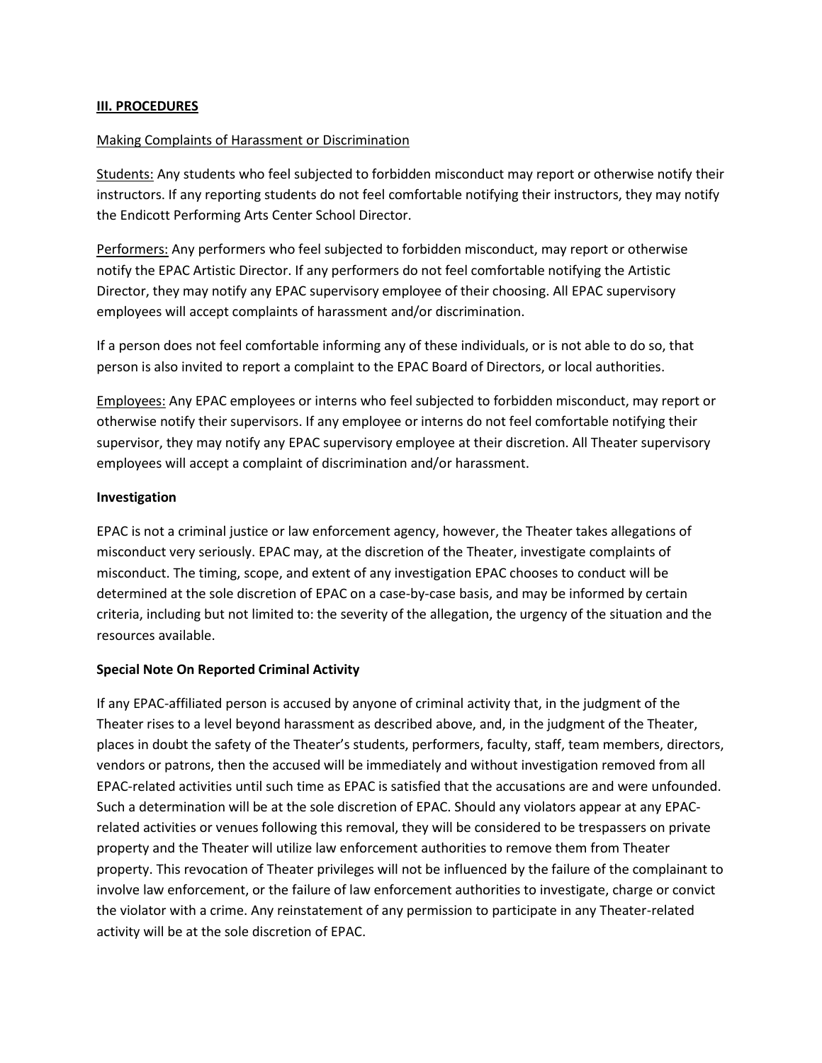**III. PROCEDURES**

Making Complaints of Harassment or Discrimination

Students: Any students who feel subjected to forbidden misconduct may report or otherwise notify their instructors. If any reporting students do not feel comfortable notifying their instructors, they may notify the Endicott Performing Arts Center School Director.

Performers: Any performers who feel subjected to forbidden misconduct, may report or otherwise notify the EPAC Artistic Director. If any performers do not feel comfortable notifying the Artistic Director, they may notify any EPAC supervisory employee of their choosing. All EPAC supervisory employees will accept complaints of harassment and/or discrimination.

If a person does not feel comfortable informing any of these individuals, or is not able to do so, that person is also invited to report a complaint to the EPAC Board of Directors, or local authorities.

Employees: Any EPAC employees or interns who feel subjected to forbidden misconduct, may report or otherwise notify their supervisors. If any employee or interns do not feel comfortable notifying their supervisor, they may notify any EPAC supervisory employee at their discretion. All Theater supervisory employees will accept a complaint of discrimination and/or harassment.

**Investigation**

EPAC is not a criminal justice or law enforcement agency, however, the Theater takes allegations of misconduct very seriously. EPAC may, at the discretion of the Theater, investigate complaints of misconduct. The timing, scope, and extent of any investigation EPAC chooses to conduct will be determined at the sole discretion of EPAC on a case-by-case basis, and may be informed by certain criteria, including but not limited to: the severity of the allegation, the urgency of the situation and the resources available.

**Special Note On Reported Criminal Activity**

If any EPAC-affiliated person is accused by anyone of criminal activity that, in the judgment of the Theater rises to a level beyond harassment as described above, and, in the judgment of the Theater, places in doubt the safety of the Theater's students, performers, faculty, staff, team members, directors, vendors or patrons, then the accused will be immediately and without investigation removed from all EPAC-related activities until such time as EPAC is satisfied that the accusations are and were unfounded. Such a determination will be at the sole discretion of EPAC. Should any violators appear at any EPAC-related activities or venues following this removal, they will be considered to be trespassers on private property and the Theater will utilize law enforcement authorities to remove them from Theater property. This revocation of Theater privileges will not be influenced by the failure of the complainant to involve law enforcement, or the failure of law enforcement authorities to investigate, charge or convict the violator with a crime. Any reinstatement of any permission to participate in any Theater-related activity will be at the sole discretion of EPAC.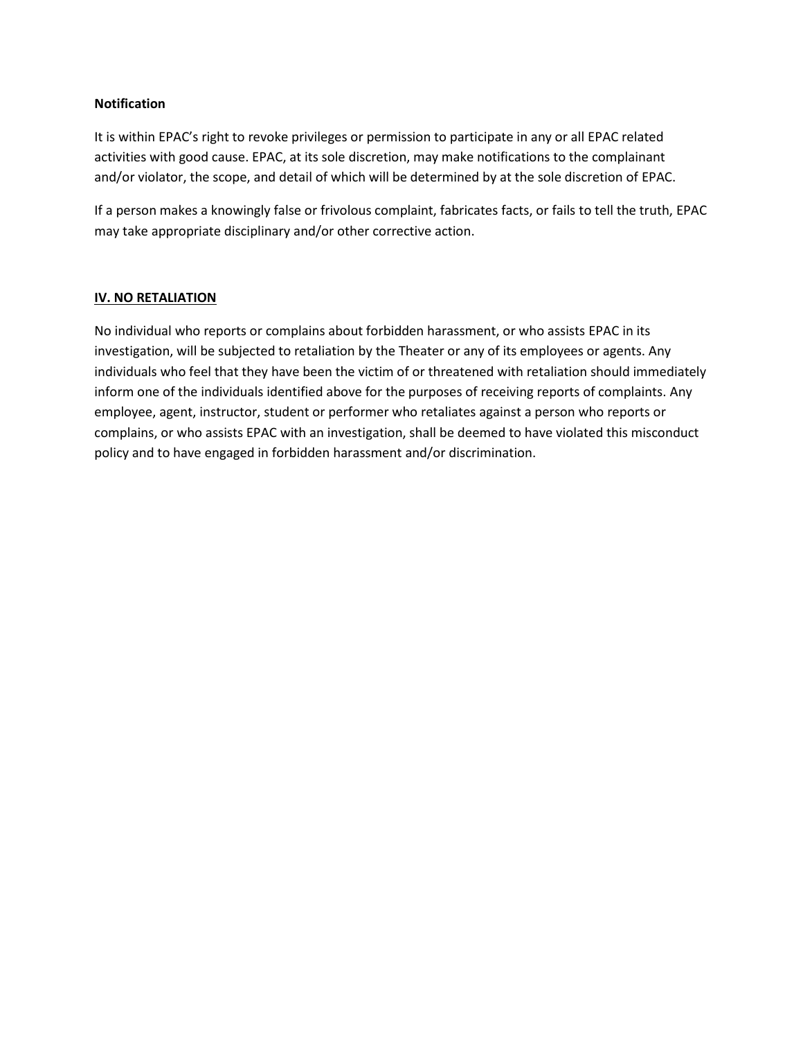**Notification**

It is within EPAC's right to revoke privileges or permission to participate in any or all EPAC related activities with good cause. EPAC, at its sole discretion, may make notifications to the complainant and/or violator, the scope, and detail of which will be determined by at the sole discretion of EPAC.

If a person makes a knowingly false or frivolous complaint, fabricates facts, or fails to tell the truth, EPAC may take appropriate disciplinary and/or other corrective action.

## IV. NO RETALIATION

No individual who reports or complains about forbidden harassment, or who assists EPAC in its investigation, will be subjected to retaliation by the Theater or any of its employees or agents. Any individuals who feel that they have been the victim of or threatened with retaliation should immediately inform one of the individuals identified above for the purposes of receiving reports of complaints. Any employee, agent, instructor, student or performer who retaliates against a person who reports or complains, or who assists EPAC with an investigation, shall be deemed to have violated this misconduct policy and to have engaged in forbidden harassment and/or discrimination.